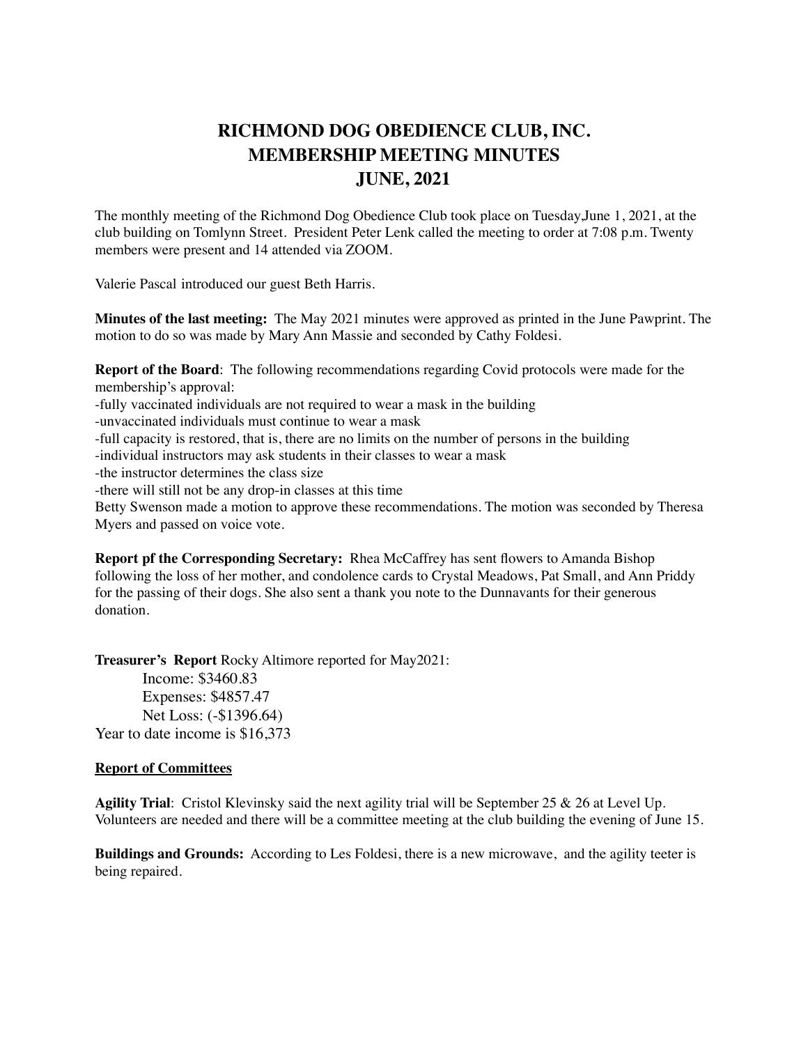# RICHMOND DOG OBEDIENCE CLUB, INC.
# MEMBERSHIP MEETING MINUTES
# JUNE, 2021

The monthly meeting of the Richmond Dog Obedience Club took place on Tuesday,June 1, 2021, at the club building on Tomlynn Street. President Peter Lenk called the meeting to order at 7:08 p.m. Twenty members were present and 14 attended via ZOOM.

Valerie Pascal introduced our guest Beth Harris.

**Minutes of the last meeting:** The May 2021 minutes were approved as printed in the June Pawprint. The motion to do so was made by Mary Ann Massie and seconded by Cathy Foldesi.

**Report of the Board**: The following recommendations regarding Covid protocols were made for the membership's approval:
-fully vaccinated individuals are not required to wear a mask in the building
-unvaccinated individuals must continue to wear a mask
-full capacity is restored, that is, there are no limits on the number of persons in the building
-individual instructors may ask students in their classes to wear a mask
-the instructor determines the class size
-there will still not be any drop-in classes at this time
Betty Swenson made a motion to approve these recommendations. The motion was seconded by Theresa Myers and passed on voice vote.

**Report pf the Corresponding Secretary:** Rhea McCaffrey has sent flowers to Amanda Bishop following the loss of her mother, and condolence cards to Crystal Meadows, Pat Small, and Ann Priddy for the passing of their dogs. She also sent a thank you note to the Dunnavants for their generous donation.

**Treasurer's Report** Rocky Altimore reported for May2021:
Income: $3460.83
Expenses: $4857.47
Net Loss: (-$1396.64)
Year to date income is $16,373

**<u>Report of Committees</u>**

**Agility Trial**: Cristol Klevinsky said the next agility trial will be September 25 & 26 at Level Up. Volunteers are needed and there will be a committee meeting at the club building the evening of June 15.

**Buildings and Grounds:** According to Les Foldesi, there is a new microwave, and the agility teeter is being repaired.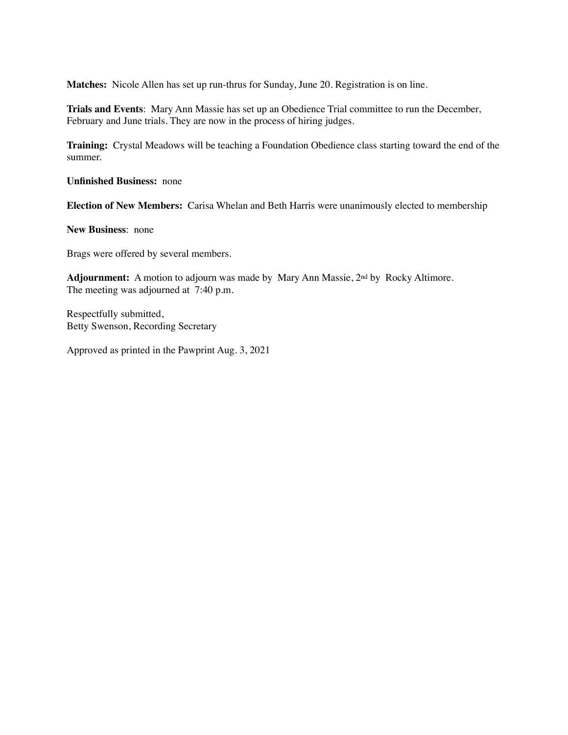**Matches:** Nicole Allen has set up run-thrus for Sunday, June 20. Registration is on line.

**Trials and Events**: Mary Ann Massie has set up an Obedience Trial committee to run the December, February and June trials. They are now in the process of hiring judges.

**Training:** Crystal Meadows will be teaching a Foundation Obedience class starting toward the end of the summer.

**Unfinished Business:** none

**Election of New Members:** Carisa Whelan and Beth Harris were unanimously elected to membership

**New Business**: none

Brags were offered by several members.

**Adjournment:** A motion to adjourn was made by Mary Ann Massie, 2nd by Rocky Altimore.
The meeting was adjourned at 7:40 p.m.

Respectfully submitted,
Betty Swenson, Recording Secretary

Approved as printed in the Pawprint Aug. 3, 2021